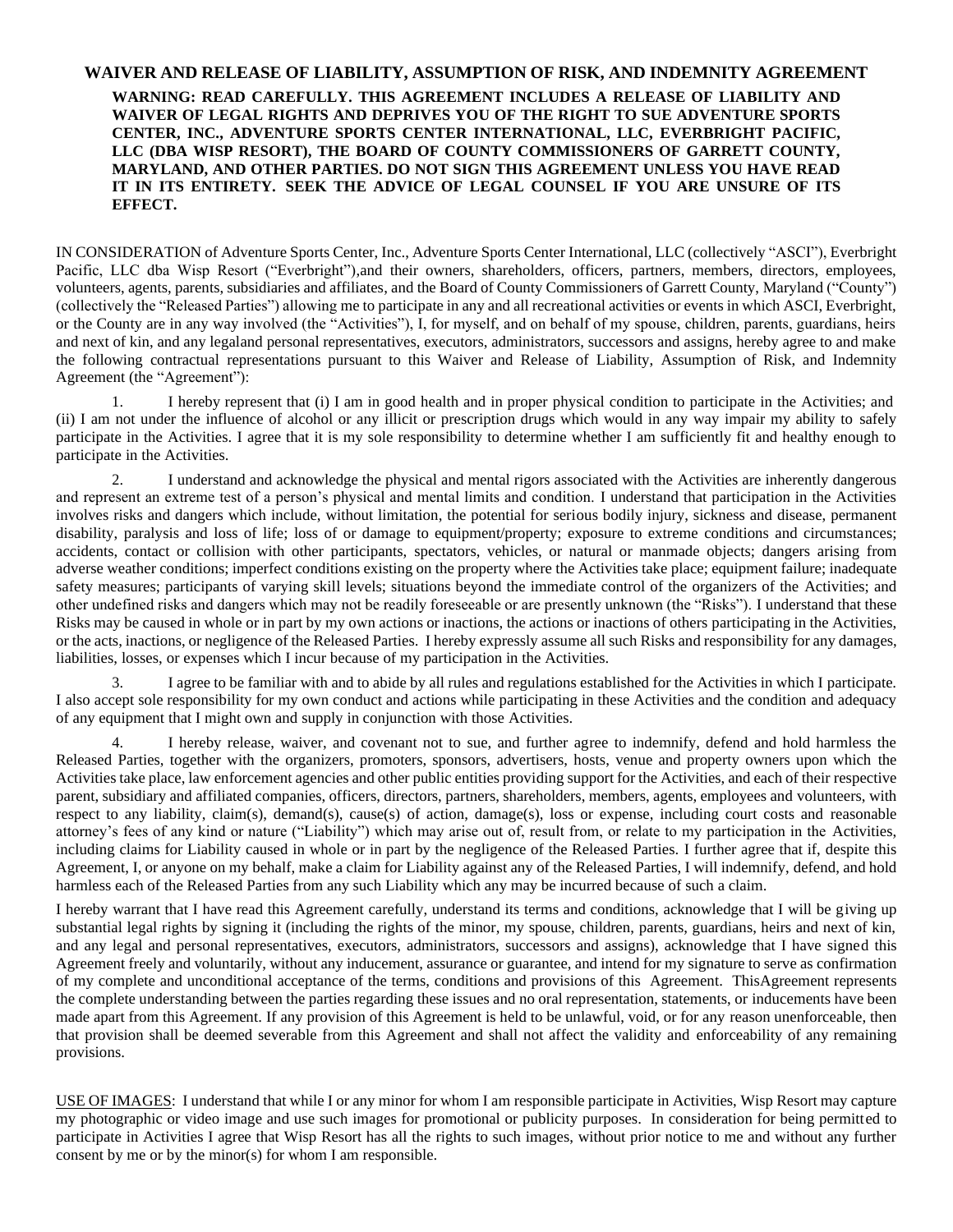# WAIVER AND RELEASE OF LIABILITY, ASSUMPTION OF RISK, AND INDEMNITY AGREEMENT

**WARNING: READ CAREFULLY. THIS AGREEMENT INCLUDES A RELEASE OF LIABILITY AND WAIVER OF LEGAL RIGHTS AND DEPRIVES YOU OF THE RIGHT TO SUE ADVENTURE SPORTS CENTER, INC., ADVENTURE SPORTS CENTER INTERNATIONAL, LLC, EVERBRIGHT PACIFIC, LLC (DBA WISP RESORT), THE BOARD OF COUNTY COMMISSIONERS OF GARRETT COUNTY, MARYLAND, AND OTHER PARTIES. DO NOT SIGN THIS AGREEMENT UNLESS YOU HAVE READ IT IN ITS ENTIRETY. SEEK THE ADVICE OF LEGAL COUNSEL IF YOU ARE UNSURE OF ITS EFFECT.**

IN CONSIDERATION of Adventure Sports Center, Inc., Adventure Sports Center International, LLC (collectively "ASCI"), Everbright Pacific, LLC dba Wisp Resort ("Everbright"),and their owners, shareholders, officers, partners, members, directors, employees, volunteers, agents, parents, subsidiaries and affiliates, and the Board of County Commissioners of Garrett County, Maryland ("County") (collectively the "Released Parties") allowing me to participate in any and all recreational activities or events in which ASCI, Everbright, or the County are in any way involved (the "Activities"), I, for myself, and on behalf of my spouse, children, parents, guardians, heirs and next of kin, and any legaland personal representatives, executors, administrators, successors and assigns, hereby agree to and make the following contractual representations pursuant to this Waiver and Release of Liability, Assumption of Risk, and Indemnity Agreement (the "Agreement"):

1. I hereby represent that (i) I am in good health and in proper physical condition to participate in the Activities; and (ii) I am not under the influence of alcohol or any illicit or prescription drugs which would in any way impair my ability to safely participate in the Activities. I agree that it is my sole responsibility to determine whether I am sufficiently fit and healthy enough to participate in the Activities.

2. I understand and acknowledge the physical and mental rigors associated with the Activities are inherently dangerous and represent an extreme test of a person's physical and mental limits and condition. I understand that participation in the Activities involves risks and dangers which include, without limitation, the potential for serious bodily injury, sickness and disease, permanent disability, paralysis and loss of life; loss of or damage to equipment/property; exposure to extreme conditions and circumstances; accidents, contact or collision with other participants, spectators, vehicles, or natural or manmade objects; dangers arising from adverse weather conditions; imperfect conditions existing on the property where the Activities take place; equipment failure; inadequate safety measures; participants of varying skill levels; situations beyond the immediate control of the organizers of the Activities; and other undefined risks and dangers which may not be readily foreseeable or are presently unknown (the "Risks"). I understand that these Risks may be caused in whole or in part by my own actions or inactions, the actions or inactions of others participating in the Activities, or the acts, inactions, or negligence of the Released Parties. I hereby expressly assume all such Risks and responsibility for any damages, liabilities, losses, or expenses which I incur because of my participation in the Activities.

3. I agree to be familiar with and to abide by all rules and regulations established for the Activities in which I participate. I also accept sole responsibility for my own conduct and actions while participating in these Activities and the condition and adequacy of any equipment that I might own and supply in conjunction with those Activities.

4. I hereby release, waiver, and covenant not to sue, and further agree to indemnify, defend and hold harmless the Released Parties, together with the organizers, promoters, sponsors, advertisers, hosts, venue and property owners upon which the Activities take place, law enforcement agencies and other public entities providing support for the Activities, and each of their respective parent, subsidiary and affiliated companies, officers, directors, partners, shareholders, members, agents, employees and volunteers, with respect to any liability, claim(s), demand(s), cause(s) of action, damage(s), loss or expense, including court costs and reasonable attorney's fees of any kind or nature ("Liability") which may arise out of, result from, or relate to my participation in the Activities, including claims for Liability caused in whole or in part by the negligence of the Released Parties. I further agree that if, despite this Agreement, I, or anyone on my behalf, make a claim for Liability against any of the Released Parties, I will indemnify, defend, and hold harmless each of the Released Parties from any such Liability which any may be incurred because of such a claim.

I hereby warrant that I have read this Agreement carefully, understand its terms and conditions, acknowledge that I will be giving up substantial legal rights by signing it (including the rights of the minor, my spouse, children, parents, guardians, heirs and next of kin, and any legal and personal representatives, executors, administrators, successors and assigns), acknowledge that I have signed this Agreement freely and voluntarily, without any inducement, assurance or guarantee, and intend for my signature to serve as confirmation of my complete and unconditional acceptance of the terms, conditions and provisions of this Agreement. ThisAgreement represents the complete understanding between the parties regarding these issues and no oral representation, statements, or inducements have been made apart from this Agreement. If any provision of this Agreement is held to be unlawful, void, or for any reason unenforceable, then that provision shall be deemed severable from this Agreement and shall not affect the validity and enforceability of any remaining provisions.

USE OF IMAGES: I understand that while I or any minor for whom I am responsible participate in Activities, Wisp Resort may capture my photographic or video image and use such images for promotional or publicity purposes. In consideration for being permitted to participate in Activities I agree that Wisp Resort has all the rights to such images, without prior notice to me and without any further consent by me or by the minor(s) for whom I am responsible.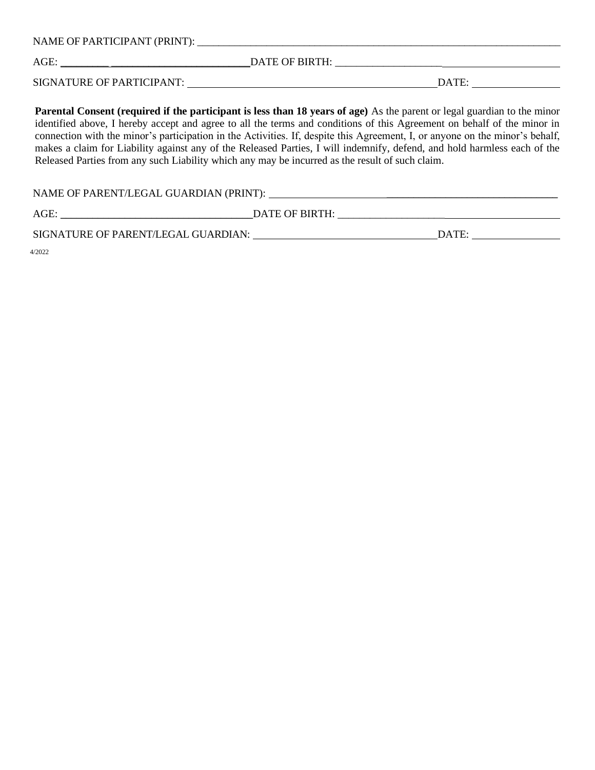NAME OF PARTICIPANT (PRINT): ___________________________________________________________________________

AGE: _____________________________________ DATE OF BIRTH: ____________________________________________

SIGNATURE OF PARTICIPANT: _______________________________________________ DATE: ________________

**Parental Consent (required if the participant is less than 18 years of age)** As the parent or legal guardian to the minor identified above, I hereby accept and agree to all the terms and conditions of this Agreement on behalf of the minor in connection with the minor's participation in the Activities. If, despite this Agreement, I, or anyone on the minor's behalf, makes a claim for Liability against any of the Released Parties, I will indemnify, defend, and hold harmless each of the Released Parties from any such Liability which any may be incurred as the result of such claim.

NAME OF PARENT/LEGAL GUARDIAN (PRINT): ________________________________________________________

AGE: _____________________________________ DATE OF BIRTH: ____________________________________________

SIGNATURE OF PARENT/LEGAL GUARDIAN: ___________________________________ DATE: ________________

4/2022